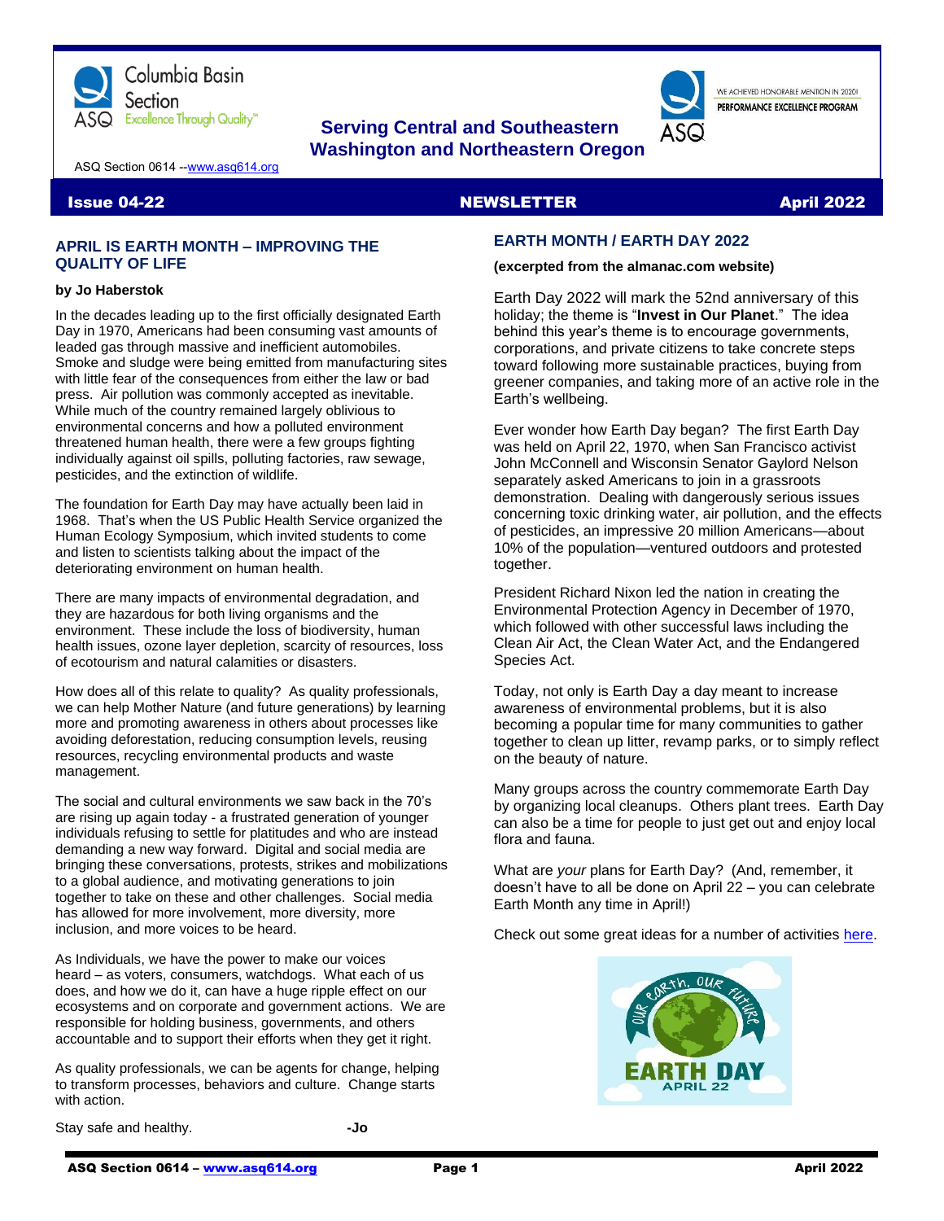Columbia Basin Section
ASQ Excellence Through Quality™

**Serving Central and Southeastern Washington and Northeastern Oregon**

WE ACHIEVED HONORABLE MENTION IN 2020!
PERFORMANCE EXCELLENCE PROGRAM

ASQ Section 0614 --www.asq614.org

**Issue 04-22** **NEWSLETTER** **April 2022**

## APRIL IS EARTH MONTH – IMPROVING THE QUALITY OF LIFE

**by Jo Haberstok**

In the decades leading up to the first officially designated Earth Day in 1970, Americans had been consuming vast amounts of leaded gas through massive and inefficient automobiles. Smoke and sludge were being emitted from manufacturing sites with little fear of the consequences from either the law or bad press. Air pollution was commonly accepted as inevitable. While much of the country remained largely oblivious to environmental concerns and how a polluted environment threatened human health, there were a few groups fighting individually against oil spills, polluting factories, raw sewage, pesticides, and the extinction of wildlife.

The foundation for Earth Day may have actually been laid in 1968. That's when the US Public Health Service organized the Human Ecology Symposium, which invited students to come and listen to scientists talking about the impact of the deteriorating environment on human health.

There are many impacts of environmental degradation, and they are hazardous for both living organisms and the environment. These include the loss of biodiversity, human health issues, ozone layer depletion, scarcity of resources, loss of ecotourism and natural calamities or disasters.

How does all of this relate to quality? As quality professionals, we can help Mother Nature (and future generations) by learning more and promoting awareness in others about processes like avoiding deforestation, reducing consumption levels, reusing resources, recycling environmental products and waste management.

The social and cultural environments we saw back in the 70's are rising up again today - a frustrated generation of younger individuals refusing to settle for platitudes and who are instead demanding a new way forward. Digital and social media are bringing these conversations, protests, strikes and mobilizations to a global audience, and motivating generations to join together to take on these and other challenges. Social media has allowed for more involvement, more diversity, more inclusion, and more voices to be heard.

As Individuals, we have the power to make our voices heard – as voters, consumers, watchdogs. What each of us does, and how we do it, can have a huge ripple effect on our ecosystems and on corporate and government actions. We are responsible for holding business, governments, and others accountable and to support their efforts when they get it right.

As quality professionals, we can be agents for change, helping to transform processes, behaviors and culture. Change starts with action.

Stay safe and healthy. **-Jo**

## EARTH MONTH / EARTH DAY 2022

**(excerpted from the almanac.com website)**

Earth Day 2022 will mark the 52nd anniversary of this holiday; the theme is "**Invest in Our Planet**." The idea behind this year's theme is to encourage governments, corporations, and private citizens to take concrete steps toward following more sustainable practices, buying from greener companies, and taking more of an active role in the Earth's wellbeing.

Ever wonder how Earth Day began? The first Earth Day was held on April 22, 1970, when San Francisco activist John McConnell and Wisconsin Senator Gaylord Nelson separately asked Americans to join in a grassroots demonstration. Dealing with dangerously serious issues concerning toxic drinking water, air pollution, and the effects of pesticides, an impressive 20 million Americans—about 10% of the population—ventured outdoors and protested together.

President Richard Nixon led the nation in creating the Environmental Protection Agency in December of 1970, which followed with other successful laws including the Clean Air Act, the Clean Water Act, and the Endangered Species Act.

Today, not only is Earth Day a day meant to increase awareness of environmental problems, but it is also becoming a popular time for many communities to gather together to clean up litter, revamp parks, or to simply reflect on the beauty of nature.

Many groups across the country commemorate Earth Day by organizing local cleanups. Others plant trees. Earth Day can also be a time for people to just get out and enjoy local flora and fauna.

What are *your* plans for Earth Day? (And, remember, it doesn't have to all be done on April 22 – you can celebrate Earth Month any time in April!)

Check out some great ideas for a number of activities here.

Our earth, our future
EARTH DAY
APRIL 22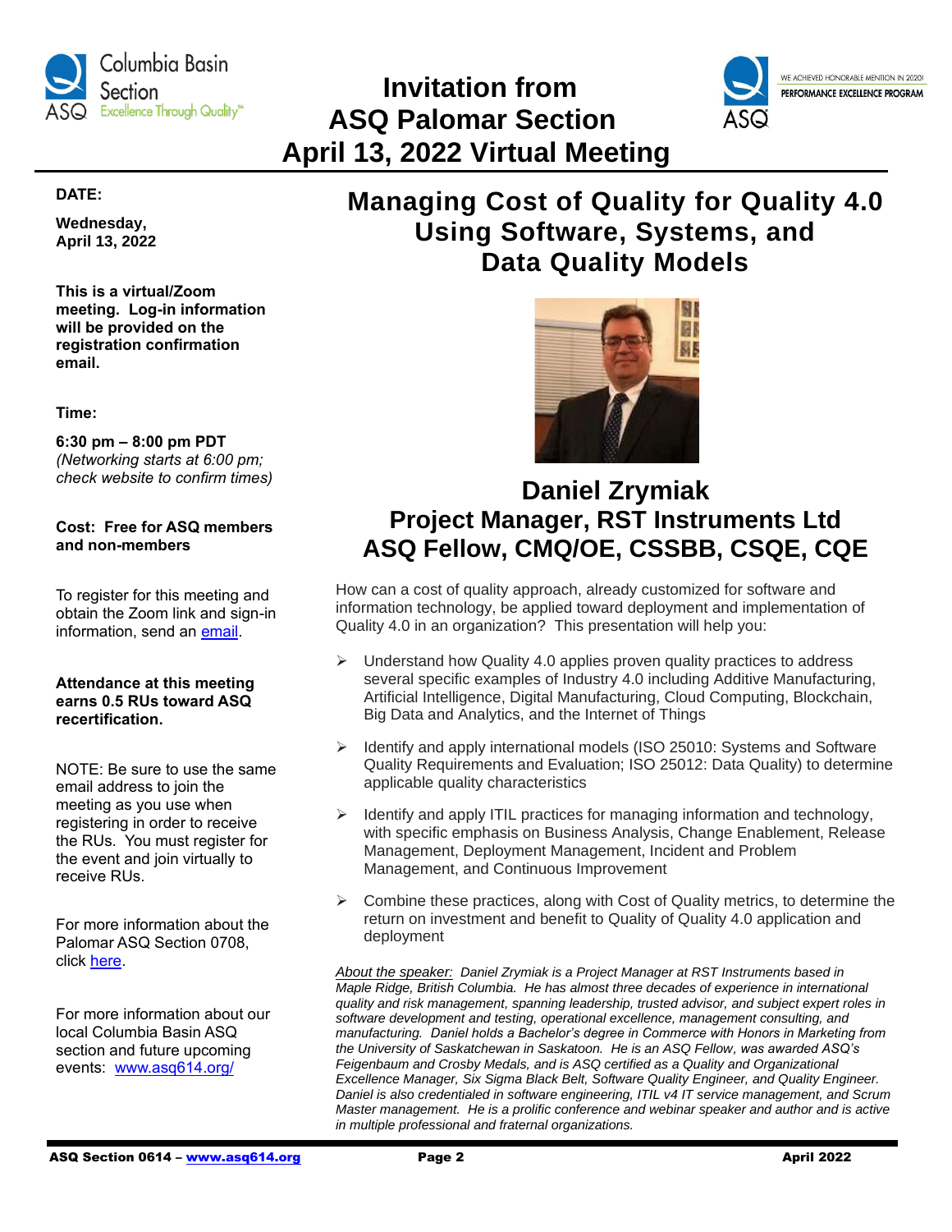# Invitation from ASQ Palomar Section April 13, 2022 Virtual Meeting

**DATE:**

**Wednesday, April 13, 2022**

**This is a virtual/Zoom meeting. Log-in information will be provided on the registration confirmation email.**

**Time:**

**6:30 pm – 8:00 pm PDT**
*(Networking starts at 6:00 pm; check website to confirm times)*

**Cost: Free for ASQ members and non-members**

To register for this meeting and obtain the Zoom link and sign-in information, send an email.

**Attendance at this meeting earns 0.5 RUs toward ASQ recertification.**

NOTE: Be sure to use the same email address to join the meeting as you use when registering in order to receive the RUs. You must register for the event and join virtually to receive RUs.

For more information about the Palomar ASQ Section 0708, click here.

For more information about our local Columbia Basin ASQ section and future upcoming events: www.asq614.org/

## Managing Cost of Quality for Quality 4.0 Using Software, Systems, and Data Quality Models

### Daniel Zrymiak
### Project Manager, RST Instruments Ltd
### ASQ Fellow, CMQ/OE, CSSBB, CSQE, CQE

How can a cost of quality approach, already customized for software and information technology, be applied toward deployment and implementation of Quality 4.0 in an organization? This presentation will help you:

- Understand how Quality 4.0 applies proven quality practices to address several specific examples of Industry 4.0 including Additive Manufacturing, Artificial Intelligence, Digital Manufacturing, Cloud Computing, Blockchain, Big Data and Analytics, and the Internet of Things
- Identify and apply international models (ISO 25010: Systems and Software Quality Requirements and Evaluation; ISO 25012: Data Quality) to determine applicable quality characteristics
- Identify and apply ITIL practices for managing information and technology, with specific emphasis on Business Analysis, Change Enablement, Release Management, Deployment Management, Incident and Problem Management, and Continuous Improvement
- Combine these practices, along with Cost of Quality metrics, to determine the return on investment and benefit to Quality of Quality 4.0 application and deployment

*About the speaker: Daniel Zrymiak is a Project Manager at RST Instruments based in Maple Ridge, British Columbia. He has almost three decades of experience in international quality and risk management, spanning leadership, trusted advisor, and subject expert roles in software development and testing, operational excellence, management consulting, and manufacturing. Daniel holds a Bachelor's degree in Commerce with Honors in Marketing from the University of Saskatchewan in Saskatoon. He is an ASQ Fellow, was awarded ASQ's Feigenbaum and Crosby Medals, and is ASQ certified as a Quality and Organizational Excellence Manager, Six Sigma Black Belt, Software Quality Engineer, and Quality Engineer. Daniel is also credentialed in software engineering, ITIL v4 IT service management, and Scrum Master management. He is a prolific conference and webinar speaker and author and is active in multiple professional and fraternal organizations.*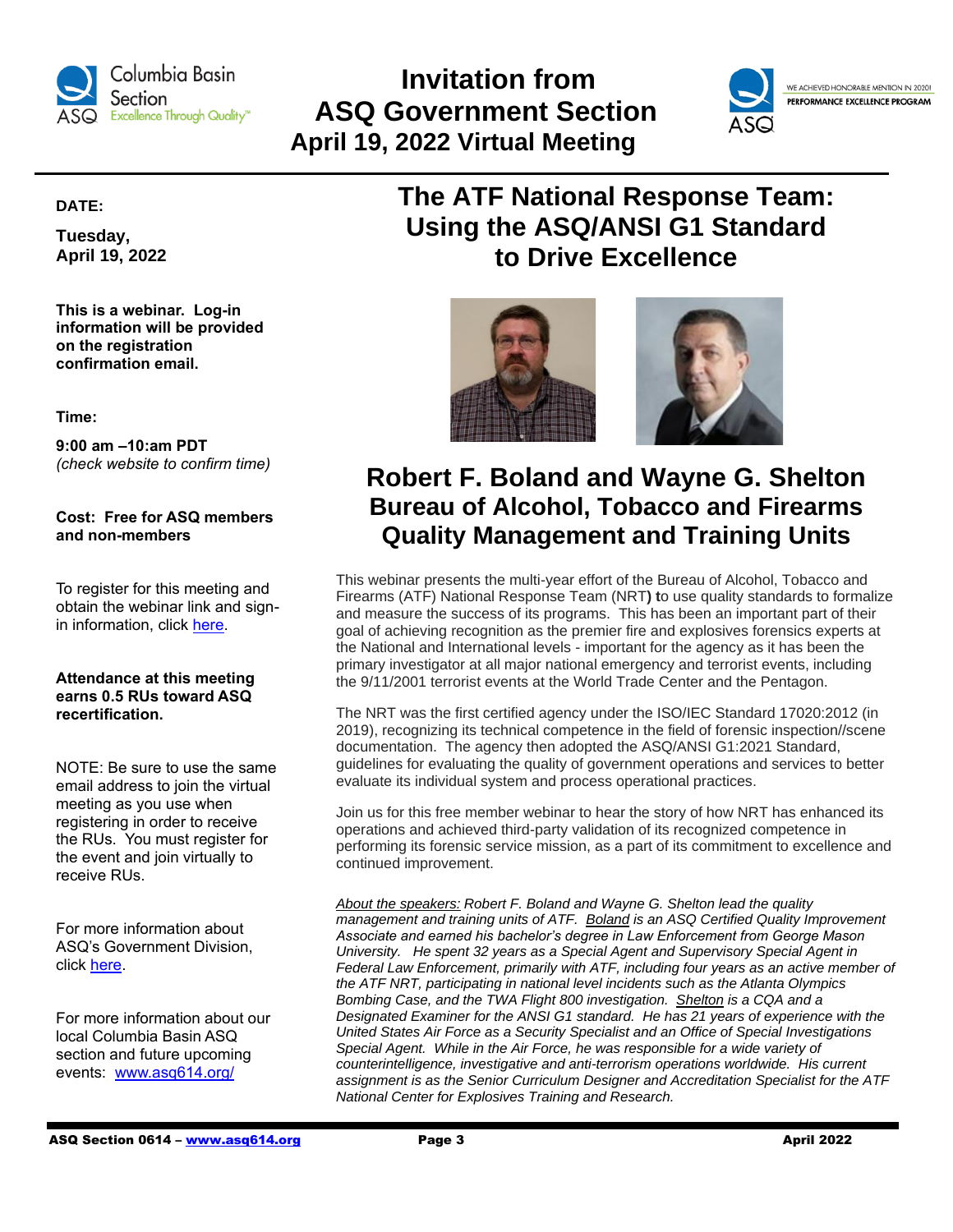# Invitation from ASQ Government Section
## April 19, 2022 Virtual Meeting

**DATE:**

**Tuesday, April 19, 2022**

**This is a webinar. Log-in information will be provided on the registration confirmation email.**

**Time:**

**9:00 am –10:am PDT**
*(check website to confirm time)*

**Cost: Free for ASQ members and non-members**

To register for this meeting and obtain the webinar link and sign-in information, click here.

**Attendance at this meeting earns 0.5 RUs toward ASQ recertification.**

NOTE: Be sure to use the same email address to join the virtual meeting as you use when registering in order to receive the RUs. You must register for the event and join virtually to receive RUs.

For more information about ASQ's Government Division, click here.

For more information about our local Columbia Basin ASQ section and future upcoming events: www.asq614.org/

# The ATF National Response Team: Using the ASQ/ANSI G1 Standard to Drive Excellence

## Robert F. Boland and Wayne G. Shelton
## Bureau of Alcohol, Tobacco and Firearms Quality Management and Training Units

This webinar presents the multi-year effort of the Bureau of Alcohol, Tobacco and Firearms (ATF) National Response Team (NRT**) t**o use quality standards to formalize and measure the success of its programs. This has been an important part of their goal of achieving recognition as the premier fire and explosives forensics experts at the National and International levels - important for the agency as it has been the primary investigator at all major national emergency and terrorist events, including the 9/11/2001 terrorist events at the World Trade Center and the Pentagon.

The NRT was the first certified agency under the ISO/IEC Standard 17020:2012 (in 2019), recognizing its technical competence in the field of forensic inspection//scene documentation. The agency then adopted the ASQ/ANSI G1:2021 Standard, guidelines for evaluating the quality of government operations and services to better evaluate its individual system and process operational practices.

Join us for this free member webinar to hear the story of how NRT has enhanced its operations and achieved third-party validation of its recognized competence in performing its forensic service mission, as a part of its commitment to excellence and continued improvement.

*About the speakers: Robert F. Boland and Wayne G. Shelton lead the quality management and training units of ATF. Boland is an ASQ Certified Quality Improvement Associate and earned his bachelor's degree in Law Enforcement from George Mason University. He spent 32 years as a Special Agent and Supervisory Special Agent in Federal Law Enforcement, primarily with ATF, including four years as an active member of the ATF NRT, participating in national level incidents such as the Atlanta Olympics Bombing Case, and the TWA Flight 800 investigation. Shelton is a CQA and a Designated Examiner for the ANSI G1 standard. He has 21 years of experience with the United States Air Force as a Security Specialist and an Office of Special Investigations Special Agent. While in the Air Force, he was responsible for a wide variety of counterintelligence, investigative and anti-terrorism operations worldwide. His current assignment is as the Senior Curriculum Designer and Accreditation Specialist for the ATF National Center for Explosives Training and Research.*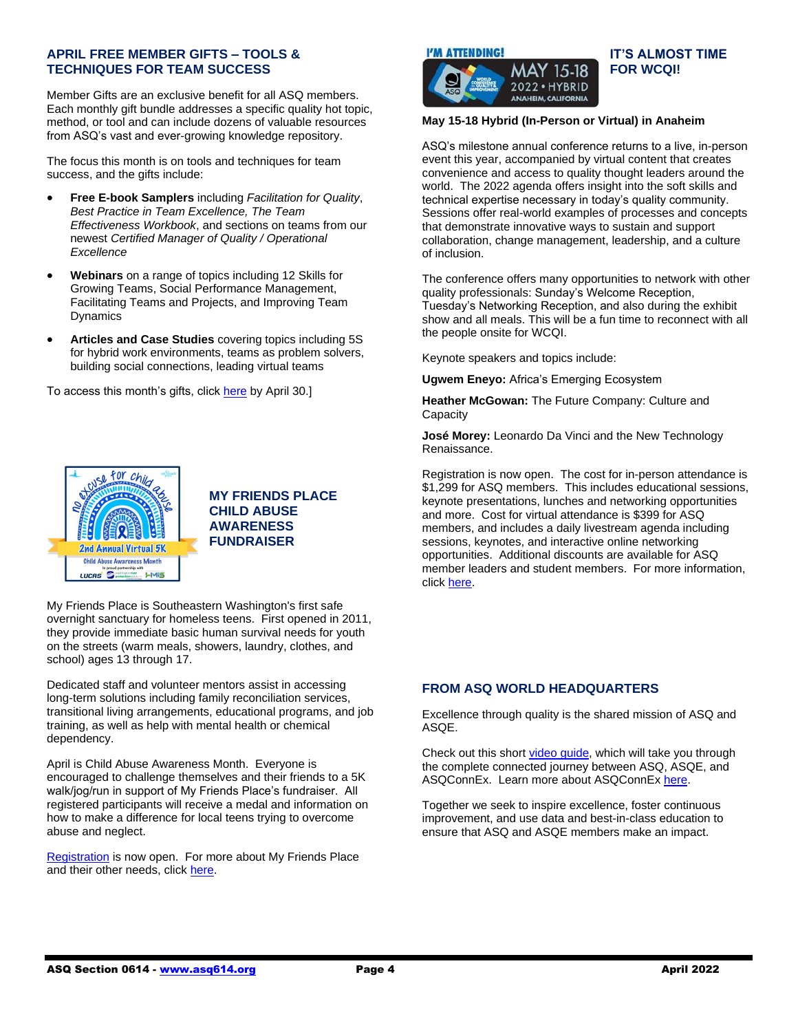## APRIL FREE MEMBER GIFTS – TOOLS & TECHNIQUES FOR TEAM SUCCESS

Member Gifts are an exclusive benefit for all ASQ members. Each monthly gift bundle addresses a specific quality hot topic, method, or tool and can include dozens of valuable resources from ASQ's vast and ever-growing knowledge repository.

The focus this month is on tools and techniques for team success, and the gifts include:

- **Free E-book Samplers** including *Facilitation for Quality*, *Best Practice in Team Excellence, The Team Effectiveness Workbook*, and sections on teams from our newest *Certified Manager of Quality / Operational Excellence*
- **Webinars** on a range of topics including 12 Skills for Growing Teams, Social Performance Management, Facilitating Teams and Projects, and Improving Team Dynamics
- **Articles and Case Studies** covering topics including 5S for hybrid work environments, teams as problem solvers, building social connections, leading virtual teams

To access this month's gifts, click here by April 30.]

## MY FRIENDS PLACE CHILD ABUSE AWARENESS FUNDRAISER

My Friends Place is Southeastern Washington's first safe overnight sanctuary for homeless teens. First opened in 2011, they provide immediate basic human survival needs for youth on the streets (warm meals, showers, laundry, clothes, and school) ages 13 through 17.

Dedicated staff and volunteer mentors assist in accessing long-term solutions including family reconciliation services, transitional living arrangements, educational programs, and job training, as well as help with mental health or chemical dependency.

April is Child Abuse Awareness Month. Everyone is encouraged to challenge themselves and their friends to a 5K walk/jog/run in support of My Friends Place's fundraiser. All registered participants will receive a medal and information on how to make a difference for local teens trying to overcome abuse and neglect.

Registration is now open. For more about My Friends Place and their other needs, click here.

## IT'S ALMOST TIME FOR WCQI!

**May 15-18 Hybrid (In-Person or Virtual) in Anaheim**

ASQ's milestone annual conference returns to a live, in-person event this year, accompanied by virtual content that creates convenience and access to quality thought leaders around the world. The 2022 agenda offers insight into the soft skills and technical expertise necessary in today's quality community. Sessions offer real-world examples of processes and concepts that demonstrate innovative ways to sustain and support collaboration, change management, leadership, and a culture of inclusion.

The conference offers many opportunities to network with other quality professionals: Sunday's Welcome Reception, Tuesday's Networking Reception, and also during the exhibit show and all meals. This will be a fun time to reconnect with all the people onsite for WCQI.

Keynote speakers and topics include:

**Ugwem Eneyo:** Africa's Emerging Ecosystem

**Heather McGowan:** The Future Company: Culture and Capacity

**José Morey:** Leonardo Da Vinci and the New Technology Renaissance.

Registration is now open. The cost for in-person attendance is $1,299 for ASQ members. This includes educational sessions, keynote presentations, lunches and networking opportunities and more. Cost for virtual attendance is $399 for ASQ members, and includes a daily livestream agenda including sessions, keynotes, and interactive online networking opportunities. Additional discounts are available for ASQ member leaders and student members. For more information, click here.

## FROM ASQ WORLD HEADQUARTERS

Excellence through quality is the shared mission of ASQ and ASQE.

Check out this short video guide, which will take you through the complete connected journey between ASQ, ASQE, and ASQConnEx. Learn more about ASQConnEx here.

Together we seek to inspire excellence, foster continuous improvement, and use data and best-in-class education to ensure that ASQ and ASQE members make an impact.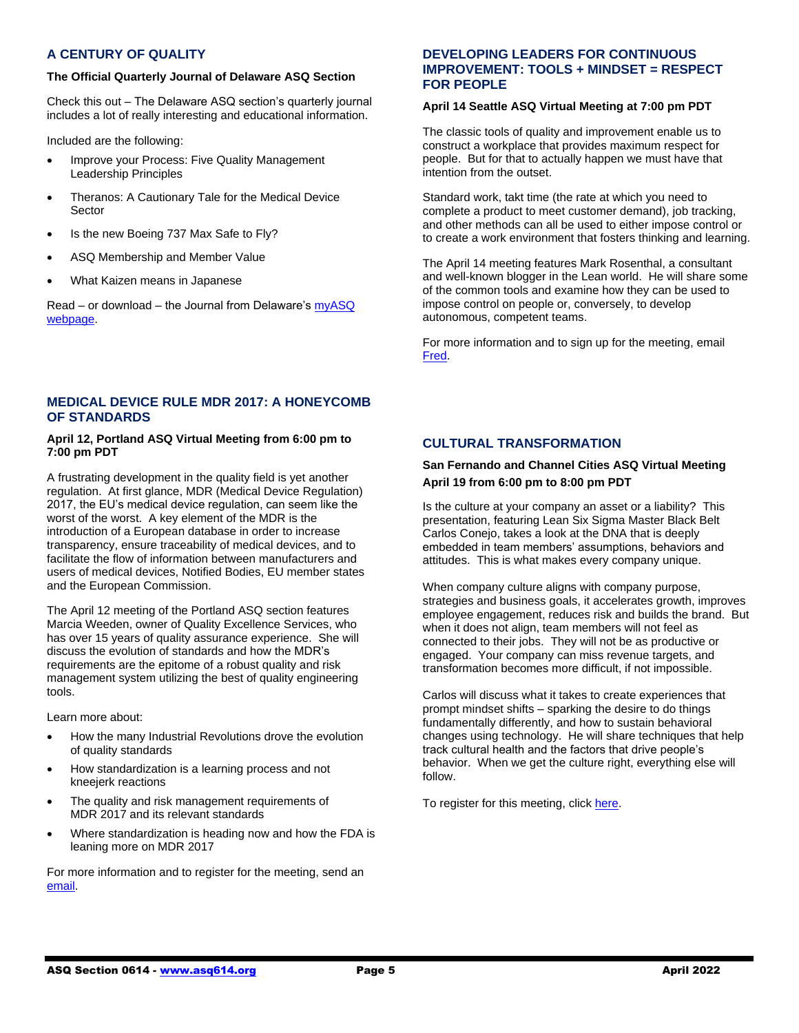## A CENTURY OF QUALITY

**The Official Quarterly Journal of Delaware ASQ Section**

Check this out – The Delaware ASQ section's quarterly journal includes a lot of really interesting and educational information.

Included are the following:

- Improve your Process: Five Quality Management Leadership Principles
- Theranos: A Cautionary Tale for the Medical Device Sector
- Is the new Boeing 737 Max Safe to Fly?
- ASQ Membership and Member Value
- What Kaizen means in Japanese

Read – or download – the Journal from Delaware's myASQ webpage.

## MEDICAL DEVICE RULE MDR 2017: A HONEYCOMB OF STANDARDS

**April 12, Portland ASQ Virtual Meeting from 6:00 pm to 7:00 pm PDT**

A frustrating development in the quality field is yet another regulation. At first glance, MDR (Medical Device Regulation) 2017, the EU's medical device regulation, can seem like the worst of the worst. A key element of the MDR is the introduction of a European database in order to increase transparency, ensure traceability of medical devices, and to facilitate the flow of information between manufacturers and users of medical devices, Notified Bodies, EU member states and the European Commission.

The April 12 meeting of the Portland ASQ section features Marcia Weeden, owner of Quality Excellence Services, who has over 15 years of quality assurance experience. She will discuss the evolution of standards and how the MDR's requirements are the epitome of a robust quality and risk management system utilizing the best of quality engineering tools.

Learn more about:

- How the many Industrial Revolutions drove the evolution of quality standards
- How standardization is a learning process and not kneejerk reactions
- The quality and risk management requirements of MDR 2017 and its relevant standards
- Where standardization is heading now and how the FDA is leaning more on MDR 2017

For more information and to register for the meeting, send an email.

## DEVELOPING LEADERS FOR CONTINUOUS IMPROVEMENT: TOOLS + MINDSET = RESPECT FOR PEOPLE

**April 14 Seattle ASQ Virtual Meeting at 7:00 pm PDT**

The classic tools of quality and improvement enable us to construct a workplace that provides maximum respect for people. But for that to actually happen we must have that intention from the outset.

Standard work, takt time (the rate at which you need to complete a product to meet customer demand), job tracking, and other methods can all be used to either impose control or to create a work environment that fosters thinking and learning.

The April 14 meeting features Mark Rosenthal, a consultant and well-known blogger in the Lean world. He will share some of the common tools and examine how they can be used to impose control on people or, conversely, to develop autonomous, competent teams.

For more information and to sign up for the meeting, email Fred.

## CULTURAL TRANSFORMATION

**San Fernando and Channel Cities ASQ Virtual Meeting**

**April 19 from 6:00 pm to 8:00 pm PDT**

Is the culture at your company an asset or a liability? This presentation, featuring Lean Six Sigma Master Black Belt Carlos Conejo, takes a look at the DNA that is deeply embedded in team members' assumptions, behaviors and attitudes. This is what makes every company unique.

When company culture aligns with company purpose, strategies and business goals, it accelerates growth, improves employee engagement, reduces risk and builds the brand. But when it does not align, team members will not feel as connected to their jobs. They will not be as productive or engaged. Your company can miss revenue targets, and transformation becomes more difficult, if not impossible.

Carlos will discuss what it takes to create experiences that prompt mindset shifts – sparking the desire to do things fundamentally differently, and how to sustain behavioral changes using technology. He will share techniques that help track cultural health and the factors that drive people's behavior. When we get the culture right, everything else will follow.

To register for this meeting, click here.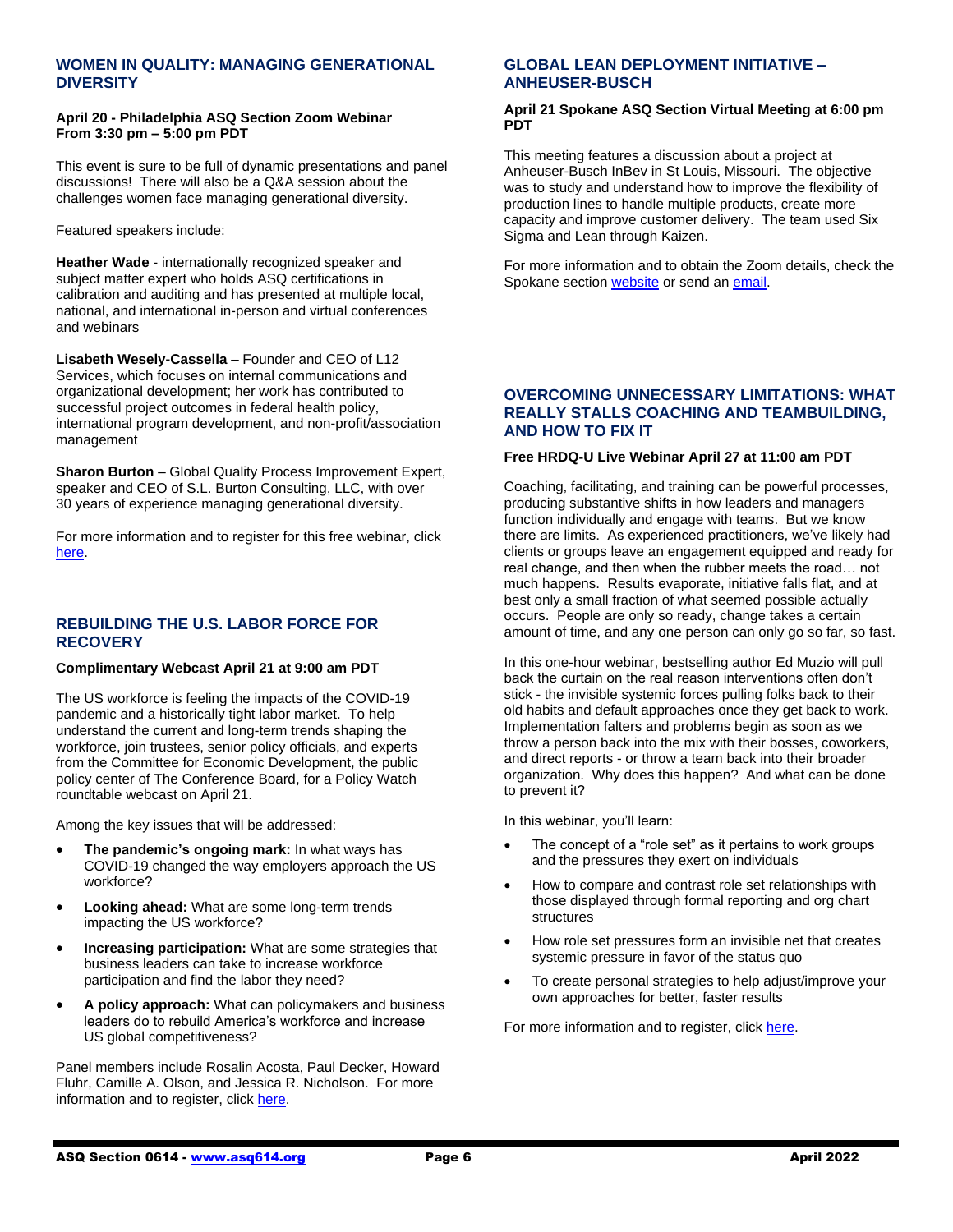## WOMEN IN QUALITY: MANAGING GENERATIONAL DIVERSITY

**April 20 - Philadelphia ASQ Section Zoom Webinar From 3:30 pm – 5:00 pm PDT**

This event is sure to be full of dynamic presentations and panel discussions! There will also be a Q&A session about the challenges women face managing generational diversity.

Featured speakers include:

**Heather Wade** - internationally recognized speaker and subject matter expert who holds ASQ certifications in calibration and auditing and has presented at multiple local, national, and international in-person and virtual conferences and webinars

**Lisabeth Wesely-Cassella** – Founder and CEO of L12 Services, which focuses on internal communications and organizational development; her work has contributed to successful project outcomes in federal health policy, international program development, and non-profit/association management

**Sharon Burton** – Global Quality Process Improvement Expert, speaker and CEO of S.L. Burton Consulting, LLC, with over 30 years of experience managing generational diversity.

For more information and to register for this free webinar, click here.

## REBUILDING THE U.S. LABOR FORCE FOR RECOVERY

**Complimentary Webcast April 21 at 9:00 am PDT**

The US workforce is feeling the impacts of the COVID-19 pandemic and a historically tight labor market. To help understand the current and long-term trends shaping the workforce, join trustees, senior policy officials, and experts from the Committee for Economic Development, the public policy center of The Conference Board, for a Policy Watch roundtable webcast on April 21.

Among the key issues that will be addressed:

- **The pandemic's ongoing mark:** In what ways has COVID-19 changed the way employers approach the US workforce?
- **Looking ahead:** What are some long-term trends impacting the US workforce?
- **Increasing participation:** What are some strategies that business leaders can take to increase workforce participation and find the labor they need?
- **A policy approach:** What can policymakers and business leaders do to rebuild America's workforce and increase US global competitiveness?

Panel members include Rosalin Acosta, Paul Decker, Howard Fluhr, Camille A. Olson, and Jessica R. Nicholson. For more information and to register, click here.

## GLOBAL LEAN DEPLOYMENT INITIATIVE – ANHEUSER-BUSCH

**April 21 Spokane ASQ Section Virtual Meeting at 6:00 pm PDT**

This meeting features a discussion about a project at Anheuser-Busch InBev in St Louis, Missouri. The objective was to study and understand how to improve the flexibility of production lines to handle multiple products, create more capacity and improve customer delivery. The team used Six Sigma and Lean through Kaizen.

For more information and to obtain the Zoom details, check the Spokane section website or send an email.

## OVERCOMING UNNECESSARY LIMITATIONS: WHAT REALLY STALLS COACHING AND TEAMBUILDING, AND HOW TO FIX IT

**Free HRDQ-U Live Webinar April 27 at 11:00 am PDT**

Coaching, facilitating, and training can be powerful processes, producing substantive shifts in how leaders and managers function individually and engage with teams. But we know there are limits. As experienced practitioners, we've likely had clients or groups leave an engagement equipped and ready for real change, and then when the rubber meets the road… not much happens. Results evaporate, initiative falls flat, and at best only a small fraction of what seemed possible actually occurs. People are only so ready, change takes a certain amount of time, and any one person can only go so far, so fast.

In this one-hour webinar, bestselling author Ed Muzio will pull back the curtain on the real reason interventions often don't stick - the invisible systemic forces pulling folks back to their old habits and default approaches once they get back to work. Implementation falters and problems begin as soon as we throw a person back into the mix with their bosses, coworkers, and direct reports - or throw a team back into their broader organization. Why does this happen? And what can be done to prevent it?

In this webinar, you'll learn:

- The concept of a "role set" as it pertains to work groups and the pressures they exert on individuals
- How to compare and contrast role set relationships with those displayed through formal reporting and org chart structures
- How role set pressures form an invisible net that creates systemic pressure in favor of the status quo
- To create personal strategies to help adjust/improve your own approaches for better, faster results

For more information and to register, click here.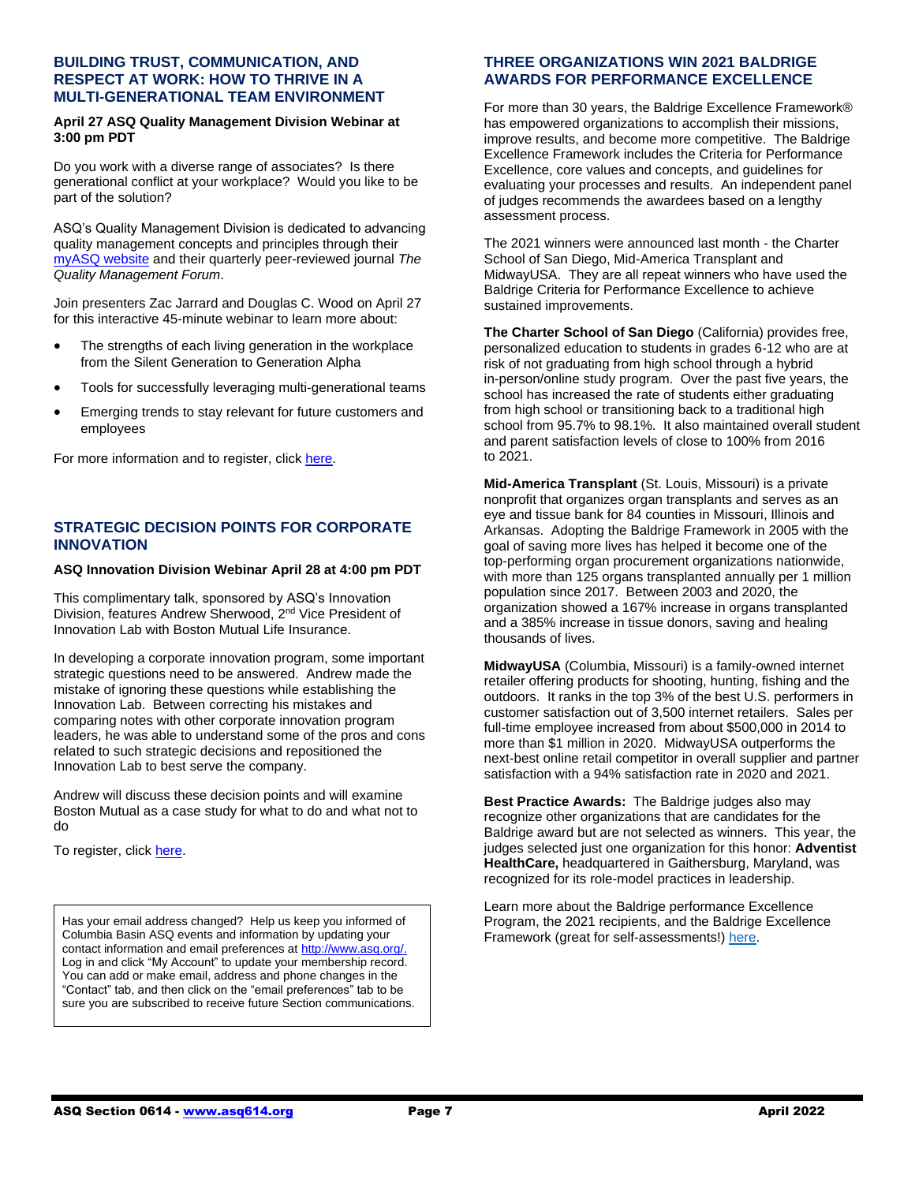## BUILDING TRUST, COMMUNICATION, AND RESPECT AT WORK: HOW TO THRIVE IN A MULTI-GENERATIONAL TEAM ENVIRONMENT

**April 27 ASQ Quality Management Division Webinar at 3:00 pm PDT**

Do you work with a diverse range of associates? Is there generational conflict at your workplace? Would you like to be part of the solution?

ASQ's Quality Management Division is dedicated to advancing quality management concepts and principles through their myASQ website and their quarterly peer-reviewed journal *The Quality Management Forum*.

Join presenters Zac Jarrard and Douglas C. Wood on April 27 for this interactive 45-minute webinar to learn more about:

- The strengths of each living generation in the workplace from the Silent Generation to Generation Alpha
- Tools for successfully leveraging multi-generational teams
- Emerging trends to stay relevant for future customers and employees

For more information and to register, click here.

## STRATEGIC DECISION POINTS FOR CORPORATE INNOVATION

**ASQ Innovation Division Webinar April 28 at 4:00 pm PDT**

This complimentary talk, sponsored by ASQ's Innovation Division, features Andrew Sherwood, 2nd Vice President of Innovation Lab with Boston Mutual Life Insurance.

In developing a corporate innovation program, some important strategic questions need to be answered. Andrew made the mistake of ignoring these questions while establishing the Innovation Lab. Between correcting his mistakes and comparing notes with other corporate innovation program leaders, he was able to understand some of the pros and cons related to such strategic decisions and repositioned the Innovation Lab to best serve the company.

Andrew will discuss these decision points and will examine Boston Mutual as a case study for what to do and what not to do

To register, click here.

> Has your email address changed? Help us keep you informed of Columbia Basin ASQ events and information by updating your contact information and email preferences at http://www.asq.org/. Log in and click "My Account" to update your membership record. You can add or make email, address and phone changes in the "Contact" tab, and then click on the "email preferences" tab to be sure you are subscribed to receive future Section communications.

## THREE ORGANIZATIONS WIN 2021 BALDRIGE AWARDS FOR PERFORMANCE EXCELLENCE

For more than 30 years, the Baldrige Excellence Framework® has empowered organizations to accomplish their missions, improve results, and become more competitive. The Baldrige Excellence Framework includes the Criteria for Performance Excellence, core values and concepts, and guidelines for evaluating your processes and results. An independent panel of judges recommends the awardees based on a lengthy assessment process.

The 2021 winners were announced last month - the Charter School of San Diego, Mid-America Transplant and MidwayUSA. They are all repeat winners who have used the Baldrige Criteria for Performance Excellence to achieve sustained improvements.

**The Charter School of San Diego** (California) provides free, personalized education to students in grades 6-12 who are at risk of not graduating from high school through a hybrid in-person/online study program. Over the past five years, the school has increased the rate of students either graduating from high school or transitioning back to a traditional high school from 95.7% to 98.1%. It also maintained overall student and parent satisfaction levels of close to 100% from 2016 to 2021.

**Mid-America Transplant** (St. Louis, Missouri) is a private nonprofit that organizes organ transplants and serves as an eye and tissue bank for 84 counties in Missouri, Illinois and Arkansas. Adopting the Baldrige Framework in 2005 with the goal of saving more lives has helped it become one of the top-performing organ procurement organizations nationwide, with more than 125 organs transplanted annually per 1 million population since 2017. Between 2003 and 2020, the organization showed a 167% increase in organs transplanted and a 385% increase in tissue donors, saving and healing thousands of lives.

**MidwayUSA** (Columbia, Missouri) is a family-owned internet retailer offering products for shooting, hunting, fishing and the outdoors. It ranks in the top 3% of the best U.S. performers in customer satisfaction out of 3,500 internet retailers. Sales per full-time employee increased from about $500,000 in 2014 to more than $1 million in 2020. MidwayUSA outperforms the next-best online retail competitor in overall supplier and partner satisfaction with a 94% satisfaction rate in 2020 and 2021.

**Best Practice Awards:** The Baldrige judges also may recognize other organizations that are candidates for the Baldrige award but are not selected as winners. This year, the judges selected just one organization for this honor: **Adventist HealthCare,** headquartered in Gaithersburg, Maryland, was recognized for its role-model practices in leadership.

Learn more about the Baldrige performance Excellence Program, the 2021 recipients, and the Baldrige Excellence Framework (great for self-assessments!) here.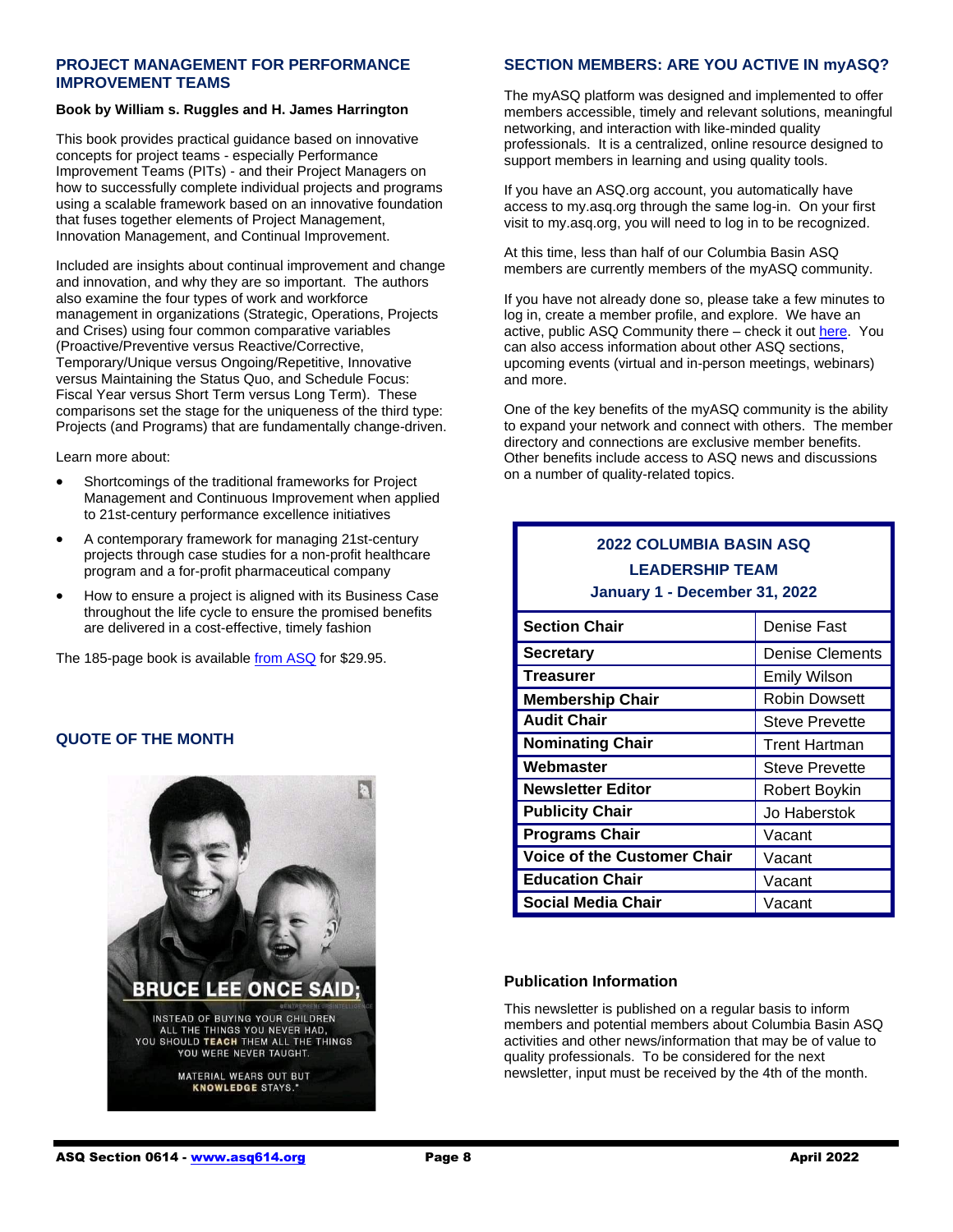## PROJECT MANAGEMENT FOR PERFORMANCE IMPROVEMENT TEAMS

**Book by William s. Ruggles and H. James Harrington**

This book provides practical guidance based on innovative concepts for project teams - especially Performance Improvement Teams (PITs) - and their Project Managers on how to successfully complete individual projects and programs using a scalable framework based on an innovative foundation that fuses together elements of Project Management, Innovation Management, and Continual Improvement.

Included are insights about continual improvement and change and innovation, and why they are so important. The authors also examine the four types of work and workforce management in organizations (Strategic, Operations, Projects and Crises) using four common comparative variables (Proactive/Preventive versus Reactive/Corrective, Temporary/Unique versus Ongoing/Repetitive, Innovative versus Maintaining the Status Quo, and Schedule Focus: Fiscal Year versus Short Term versus Long Term). These comparisons set the stage for the uniqueness of the third type: Projects (and Programs) that are fundamentally change-driven.

Learn more about:

- Shortcomings of the traditional frameworks for Project Management and Continuous Improvement when applied to 21st-century performance excellence initiatives
- A contemporary framework for managing 21st-century projects through case studies for a non-profit healthcare program and a for-profit pharmaceutical company
- How to ensure a project is aligned with its Business Case throughout the life cycle to ensure the promised benefits are delivered in a cost-effective, timely fashion

The 185-page book is available from ASQ for $29.95.

## QUOTE OF THE MONTH

BRUCE LEE ONCE SAID;

INSTEAD OF BUYING YOUR CHILDREN ALL THE THINGS YOU NEVER HAD, YOU SHOULD **TEACH** THEM ALL THE THINGS YOU WERE NEVER TAUGHT.

MATERIAL WEARS OUT BUT **KNOWLEDGE** STAYS."

## SECTION MEMBERS: ARE YOU ACTIVE IN myASQ?

The myASQ platform was designed and implemented to offer members accessible, timely and relevant solutions, meaningful networking, and interaction with like-minded quality professionals. It is a centralized, online resource designed to support members in learning and using quality tools.

If you have an ASQ.org account, you automatically have access to my.asq.org through the same log-in. On your first visit to my.asq.org, you will need to log in to be recognized.

At this time, less than half of our Columbia Basin ASQ members are currently members of the myASQ community.

If you have not already done so, please take a few minutes to log in, create a member profile, and explore. We have an active, public ASQ Community there – check it out here. You can also access information about other ASQ sections, upcoming events (virtual and in-person meetings, webinars) and more.

One of the key benefits of the myASQ community is the ability to expand your network and connect with others. The member directory and connections are exclusive member benefits. Other benefits include access to ASQ news and discussions on a number of quality-related topics.

**2022 COLUMBIA BASIN ASQ LEADERSHIP TEAM**
**January 1 - December 31, 2022**

| | |
|---|---|
| **Section Chair** | Denise Fast |
| **Secretary** | Denise Clements |
| **Treasurer** | Emily Wilson |
| **Membership Chair** | Robin Dowsett |
| **Audit Chair** | Steve Prevette |
| **Nominating Chair** | Trent Hartman |
| **Webmaster** | Steve Prevette |
| **Newsletter Editor** | Robert Boykin |
| **Publicity Chair** | Jo Haberstok |
| **Programs Chair** | Vacant |
| **Voice of the Customer Chair** | Vacant |
| **Education Chair** | Vacant |
| **Social Media Chair** | Vacant |

### Publication Information

This newsletter is published on a regular basis to inform members and potential members about Columbia Basin ASQ activities and other news/information that may be of value to quality professionals. To be considered for the next newsletter, input must be received by the 4th of the month.